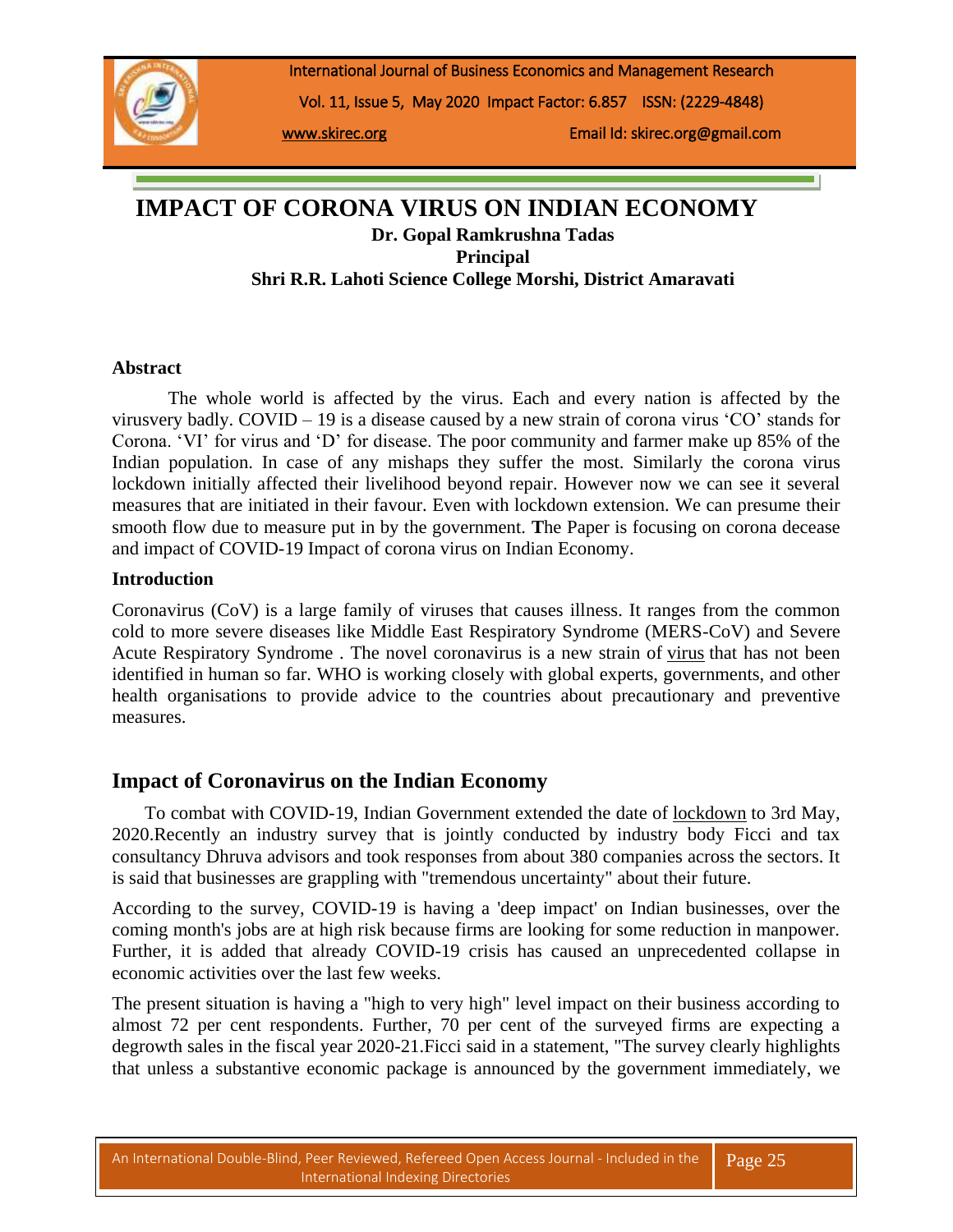# IMPACT OF CORONA VIRUS ON INDIAN ECONOMY

**Dr. Gopal Ramkrushna Tadas**
**Principal**
**Shri R.R. Lahoti Science College Morshi, District Amaravati**

### Abstract

The whole world is affected by the virus. Each and every nation is affected by the virusvery badly. COVID – 19 is a disease caused by a new strain of corona virus 'CO' stands for Corona. 'VI' for virus and 'D' for disease. The poor community and farmer make up 85% of the Indian population. In case of any mishaps they suffer the most. Similarly the corona virus lockdown initially affected their livelihood beyond repair. However now we can see it several measures that are initiated in their favour. Even with lockdown extension. We can presume their smooth flow due to measure put in by the government. **T**he Paper is focusing on corona decease and impact of COVID-19 Impact of corona virus on Indian Economy.

### Introduction

Coronavirus (CoV) is a large family of viruses that causes illness. It ranges from the common cold to more severe diseases like Middle East Respiratory Syndrome (MERS-CoV) and Severe Acute Respiratory Syndrome . The novel coronavirus is a new strain of virus that has not been identified in human so far. WHO is working closely with global experts, governments, and other health organisations to provide advice to the countries about precautionary and preventive measures.

## Impact of Coronavirus on the Indian Economy

To combat with COVID-19, Indian Government extended the date of lockdown to 3rd May, 2020.Recently an industry survey that is jointly conducted by industry body Ficci and tax consultancy Dhruva advisors and took responses from about 380 companies across the sectors. It is said that businesses are grappling with "tremendous uncertainty" about their future.

According to the survey, COVID-19 is having a 'deep impact' on Indian businesses, over the coming month's jobs are at high risk because firms are looking for some reduction in manpower. Further, it is added that already COVID-19 crisis has caused an unprecedented collapse in economic activities over the last few weeks.

The present situation is having a "high to very high" level impact on their business according to almost 72 per cent respondents. Further, 70 per cent of the surveyed firms are expecting a degrowth sales in the fiscal year 2020-21.Ficci said in a statement, "The survey clearly highlights that unless a substantive economic package is announced by the government immediately, we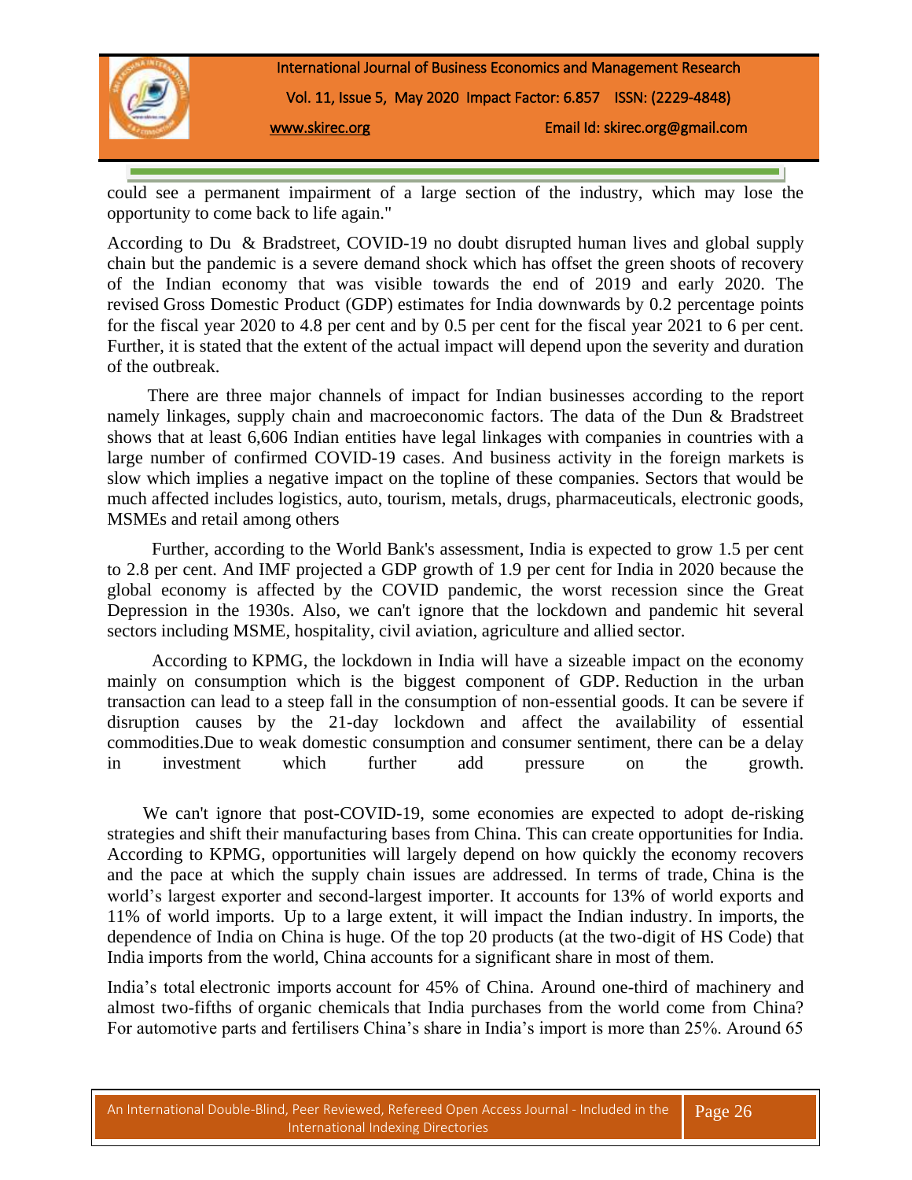could see a permanent impairment of a large section of the industry, which may lose the opportunity to come back to life again."

According to Du & Bradstreet, COVID-19 no doubt disrupted human lives and global supply chain but the pandemic is a severe demand shock which has offset the green shoots of recovery of the Indian economy that was visible towards the end of 2019 and early 2020. The revised Gross Domestic Product (GDP) estimates for India downwards by 0.2 percentage points for the fiscal year 2020 to 4.8 per cent and by 0.5 per cent for the fiscal year 2021 to 6 per cent. Further, it is stated that the extent of the actual impact will depend upon the severity and duration of the outbreak.

There are three major channels of impact for Indian businesses according to the report namely linkages, supply chain and macroeconomic factors. The data of the Dun & Bradstreet shows that at least 6,606 Indian entities have legal linkages with companies in countries with a large number of confirmed COVID-19 cases. And business activity in the foreign markets is slow which implies a negative impact on the topline of these companies. Sectors that would be much affected includes logistics, auto, tourism, metals, drugs, pharmaceuticals, electronic goods, MSMEs and retail among others

Further, according to the World Bank's assessment, India is expected to grow 1.5 per cent to 2.8 per cent. And IMF projected a GDP growth of 1.9 per cent for India in 2020 because the global economy is affected by the COVID pandemic, the worst recession since the Great Depression in the 1930s. Also, we can't ignore that the lockdown and pandemic hit several sectors including MSME, hospitality, civil aviation, agriculture and allied sector.

According to KPMG, the lockdown in India will have a sizeable impact on the economy mainly on consumption which is the biggest component of GDP. Reduction in the urban transaction can lead to a steep fall in the consumption of non-essential goods. It can be severe if disruption causes by the 21-day lockdown and affect the availability of essential commodities.Due to weak domestic consumption and consumer sentiment, there can be a delay in investment which further add pressure on the growth.

We can't ignore that post-COVID-19, some economies are expected to adopt de-risking strategies and shift their manufacturing bases from China. This can create opportunities for India. According to KPMG, opportunities will largely depend on how quickly the economy recovers and the pace at which the supply chain issues are addressed. In terms of trade, China is the world's largest exporter and second-largest importer. It accounts for 13% of world exports and 11% of world imports. Up to a large extent, it will impact the Indian industry. In imports, the dependence of India on China is huge. Of the top 20 products (at the two-digit of HS Code) that India imports from the world, China accounts for a significant share in most of them.

India's total electronic imports account for 45% of China. Around one-third of machinery and almost two-fifths of organic chemicals that India purchases from the world come from China? For automotive parts and fertilisers China's share in India's import is more than 25%. Around 65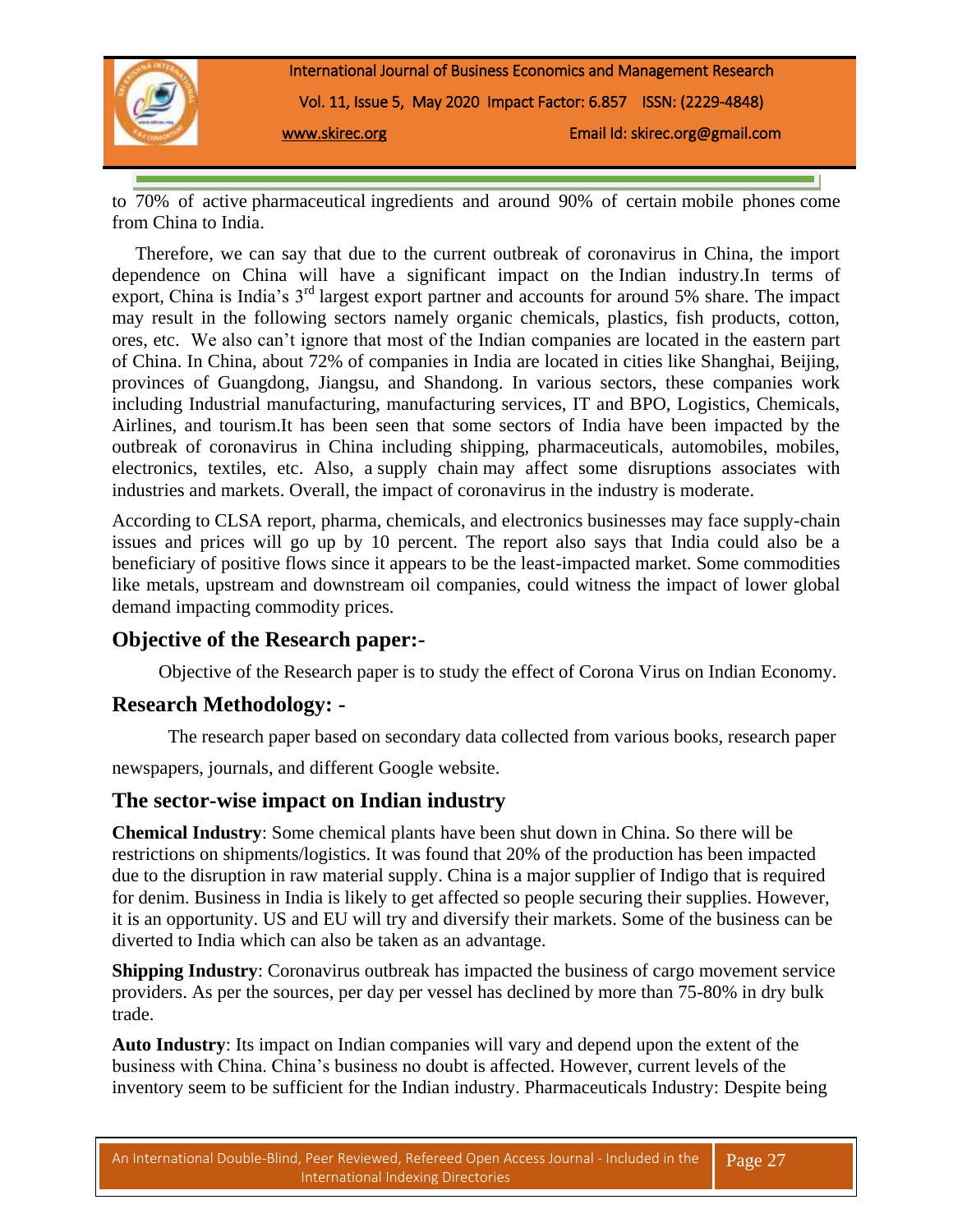to 70% of active pharmaceutical ingredients and around 90% of certain mobile phones come from China to India.

Therefore, we can say that due to the current outbreak of coronavirus in China, the import dependence on China will have a significant impact on the Indian industry.In terms of export, China is India's 3rd largest export partner and accounts for around 5% share. The impact may result in the following sectors namely organic chemicals, plastics, fish products, cotton, ores, etc. We also can't ignore that most of the Indian companies are located in the eastern part of China. In China, about 72% of companies in India are located in cities like Shanghai, Beijing, provinces of Guangdong, Jiangsu, and Shandong. In various sectors, these companies work including Industrial manufacturing, manufacturing services, IT and BPO, Logistics, Chemicals, Airlines, and tourism.It has been seen that some sectors of India have been impacted by the outbreak of coronavirus in China including shipping, pharmaceuticals, automobiles, mobiles, electronics, textiles, etc. Also, a supply chain may affect some disruptions associates with industries and markets. Overall, the impact of coronavirus in the industry is moderate.

According to CLSA report, pharma, chemicals, and electronics businesses may face supply-chain issues and prices will go up by 10 percent. The report also says that India could also be a beneficiary of positive flows since it appears to be the least-impacted market. Some commodities like metals, upstream and downstream oil companies, could witness the impact of lower global demand impacting commodity prices.

## Objective of the Research paper:-

Objective of the Research paper is to study the effect of Corona Virus on Indian Economy.

## Research Methodology: -

The research paper based on secondary data collected from various books, research paper newspapers, journals, and different Google website.

## The sector-wise impact on Indian industry

**Chemical Industry**: Some chemical plants have been shut down in China. So there will be restrictions on shipments/logistics. It was found that 20% of the production has been impacted due to the disruption in raw material supply. China is a major supplier of Indigo that is required for denim. Business in India is likely to get affected so people securing their supplies. However, it is an opportunity. US and EU will try and diversify their markets. Some of the business can be diverted to India which can also be taken as an advantage.

**Shipping Industry**: Coronavirus outbreak has impacted the business of cargo movement service providers. As per the sources, per day per vessel has declined by more than 75-80% in dry bulk trade.

**Auto Industry**: Its impact on Indian companies will vary and depend upon the extent of the business with China. China's business no doubt is affected. However, current levels of the inventory seem to be sufficient for the Indian industry. Pharmaceuticals Industry: Despite being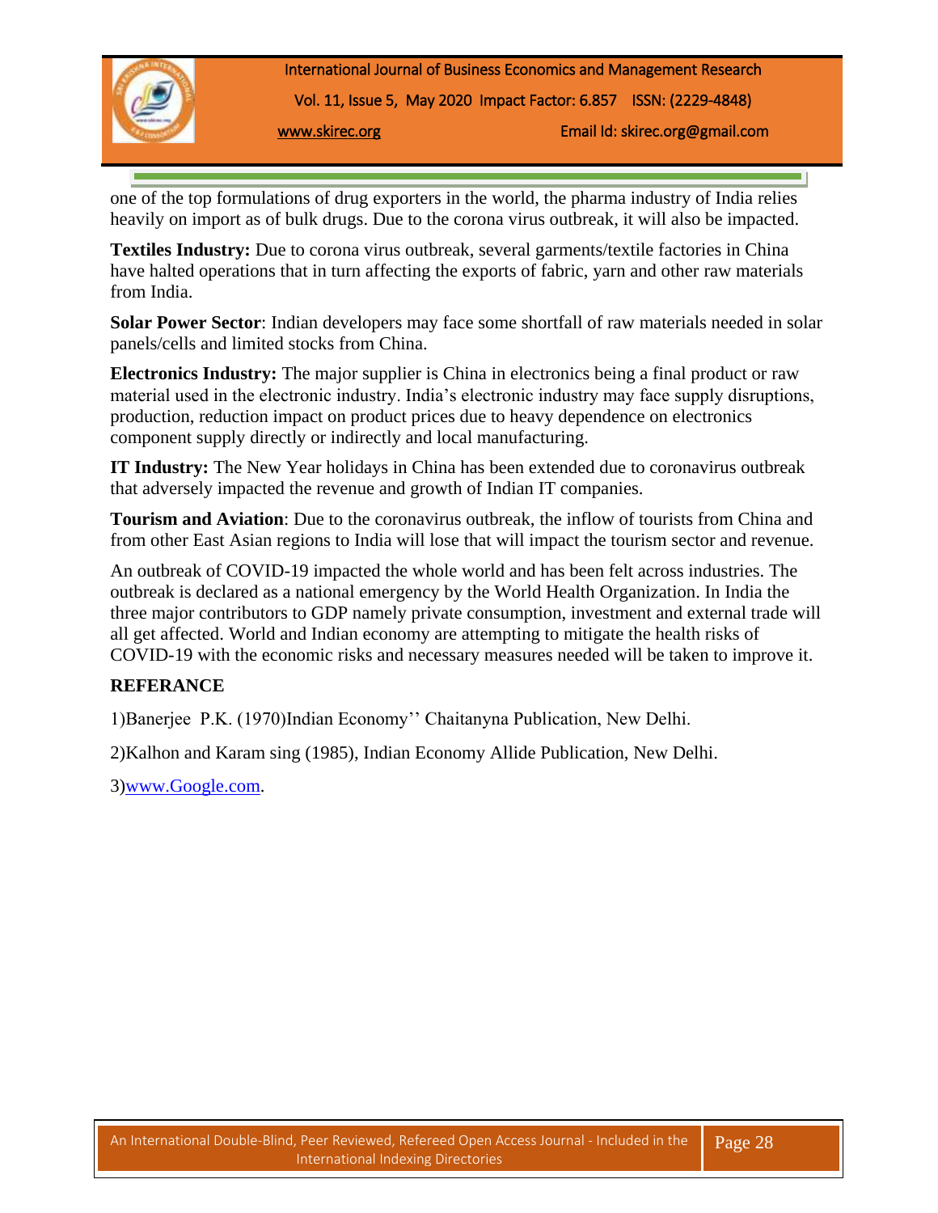one of the top formulations of drug exporters in the world, the pharma industry of India relies heavily on import as of bulk drugs. Due to the corona virus outbreak, it will also be impacted.

**Textiles Industry:** Due to corona virus outbreak, several garments/textile factories in China have halted operations that in turn affecting the exports of fabric, yarn and other raw materials from India.

**Solar Power Sector**: Indian developers may face some shortfall of raw materials needed in solar panels/cells and limited stocks from China.

**Electronics Industry:** The major supplier is China in electronics being a final product or raw material used in the electronic industry. India's electronic industry may face supply disruptions, production, reduction impact on product prices due to heavy dependence on electronics component supply directly or indirectly and local manufacturing.

**IT Industry:** The New Year holidays in China has been extended due to coronavirus outbreak that adversely impacted the revenue and growth of Indian IT companies.

**Tourism and Aviation**: Due to the coronavirus outbreak, the inflow of tourists from China and from other East Asian regions to India will lose that will impact the tourism sector and revenue.

An outbreak of COVID-19 impacted the whole world and has been felt across industries. The outbreak is declared as a national emergency by the World Health Organization. In India the three major contributors to GDP namely private consumption, investment and external trade will all get affected. World and Indian economy are attempting to mitigate the health risks of COVID-19 with the economic risks and necessary measures needed will be taken to improve it.

**REFERANCE**

1)Banerjee P.K. (1970)Indian Economy'' Chaitanyna Publication, New Delhi.

2)Kalhon and Karam sing (1985), Indian Economy Allide Publication, New Delhi.

3)www.Google.com.